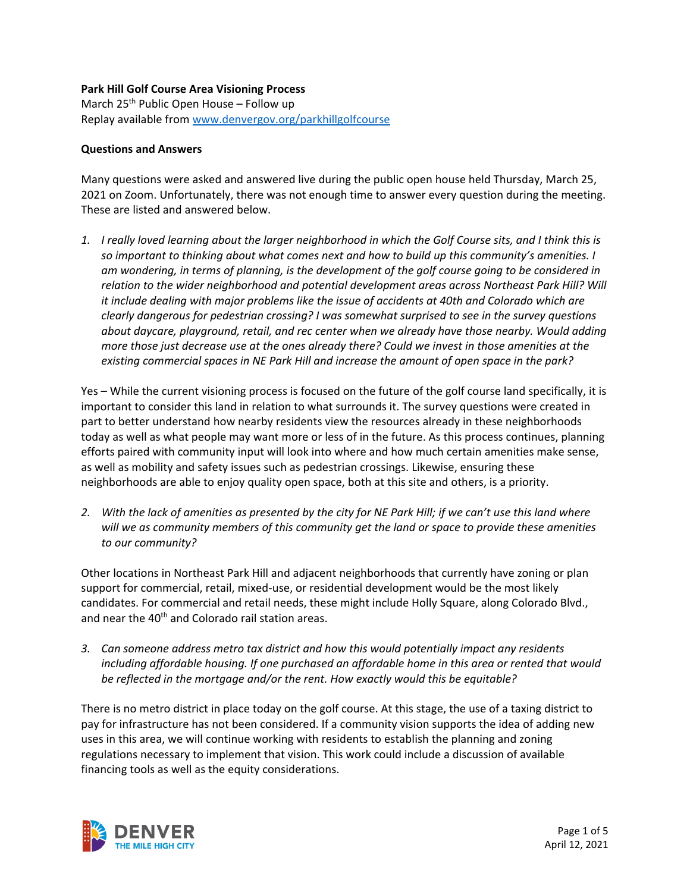**Park Hill Golf Course Area Visioning Process**
March 25th Public Open House – Follow up
Replay available from [www.denvergov.org/parkhillgolfcourse](http://www.denvergov.org/parkhillgolfcourse)

**Questions and Answers**

Many questions were asked and answered live during the public open house held Thursday, March 25, 2021 on Zoom. Unfortunately, there was not enough time to answer every question during the meeting. These are listed and answered below.

1. *I really loved learning about the larger neighborhood in which the Golf Course sits, and I think this is so important to thinking about what comes next and how to build up this community's amenities. I am wondering, in terms of planning, is the development of the golf course going to be considered in relation to the wider neighborhood and potential development areas across Northeast Park Hill? Will it include dealing with major problems like the issue of accidents at 40th and Colorado which are clearly dangerous for pedestrian crossing? I was somewhat surprised to see in the survey questions about daycare, playground, retail, and rec center when we already have those nearby. Would adding more those just decrease use at the ones already there? Could we invest in those amenities at the existing commercial spaces in NE Park Hill and increase the amount of open space in the park?*

Yes – While the current visioning process is focused on the future of the golf course land specifically, it is important to consider this land in relation to what surrounds it. The survey questions were created in part to better understand how nearby residents view the resources already in these neighborhoods today as well as what people may want more or less of in the future. As this process continues, planning efforts paired with community input will look into where and how much certain amenities make sense, as well as mobility and safety issues such as pedestrian crossings. Likewise, ensuring these neighborhoods are able to enjoy quality open space, both at this site and others, is a priority.

2. *With the lack of amenities as presented by the city for NE Park Hill; if we can't use this land where will we as community members of this community get the land or space to provide these amenities to our community?*

Other locations in Northeast Park Hill and adjacent neighborhoods that currently have zoning or plan support for commercial, retail, mixed-use, or residential development would be the most likely candidates. For commercial and retail needs, these might include Holly Square, along Colorado Blvd., and near the 40th and Colorado rail station areas.

3. *Can someone address metro tax district and how this would potentially impact any residents including affordable housing. If one purchased an affordable home in this area or rented that would be reflected in the mortgage and/or the rent. How exactly would this be equitable?*

There is no metro district in place today on the golf course. At this stage, the use of a taxing district to pay for infrastructure has not been considered. If a community vision supports the idea of adding new uses in this area, we will continue working with residents to establish the planning and zoning regulations necessary to implement that vision. This work could include a discussion of available financing tools as well as the equity considerations.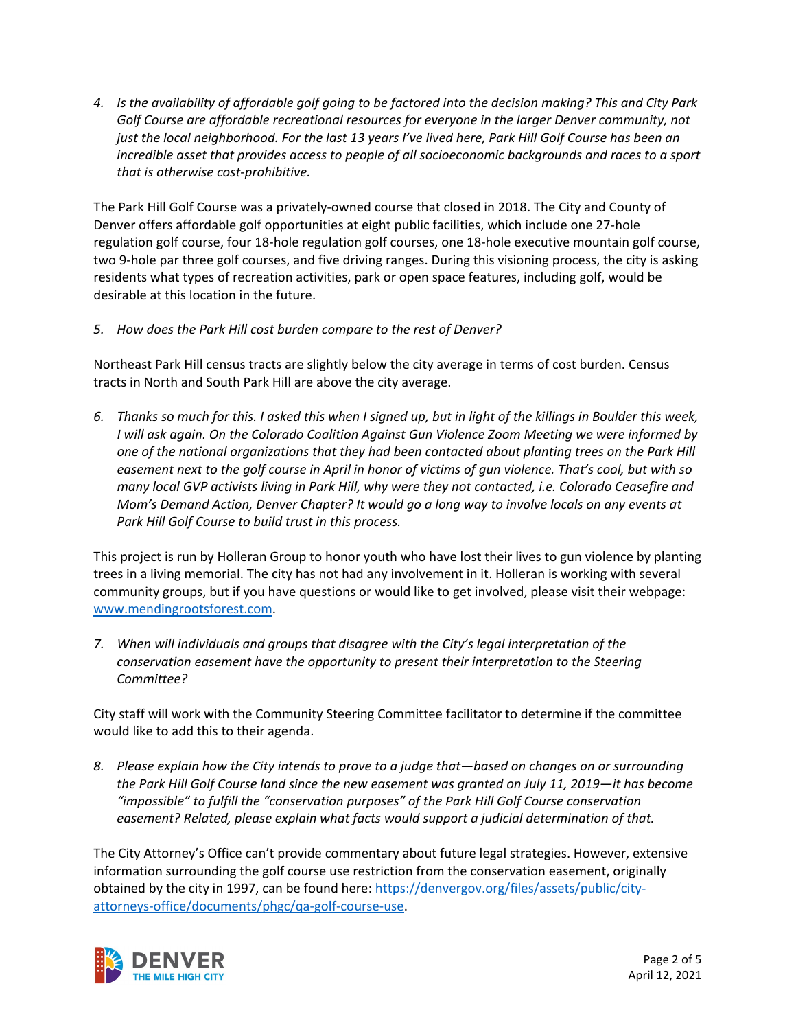4. *Is the availability of affordable golf going to be factored into the decision making? This and City Park Golf Course are affordable recreational resources for everyone in the larger Denver community, not just the local neighborhood. For the last 13 years I've lived here, Park Hill Golf Course has been an incredible asset that provides access to people of all socioeconomic backgrounds and races to a sport that is otherwise cost-prohibitive.*

The Park Hill Golf Course was a privately-owned course that closed in 2018. The City and County of Denver offers affordable golf opportunities at eight public facilities, which include one 27-hole regulation golf course, four 18-hole regulation golf courses, one 18-hole executive mountain golf course, two 9-hole par three golf courses, and five driving ranges. During this visioning process, the city is asking residents what types of recreation activities, park or open space features, including golf, would be desirable at this location in the future.

5. *How does the Park Hill cost burden compare to the rest of Denver?*

Northeast Park Hill census tracts are slightly below the city average in terms of cost burden. Census tracts in North and South Park Hill are above the city average.

6. *Thanks so much for this. I asked this when I signed up, but in light of the killings in Boulder this week, I will ask again. On the Colorado Coalition Against Gun Violence Zoom Meeting we were informed by one of the national organizations that they had been contacted about planting trees on the Park Hill easement next to the golf course in April in honor of victims of gun violence. That's cool, but with so many local GVP activists living in Park Hill, why were they not contacted, i.e. Colorado Ceasefire and Mom's Demand Action, Denver Chapter? It would go a long way to involve locals on any events at Park Hill Golf Course to build trust in this process.*

This project is run by Holleran Group to honor youth who have lost their lives to gun violence by planting trees in a living memorial. The city has not had any involvement in it. Holleran is working with several community groups, but if you have questions or would like to get involved, please visit their webpage: [www.mendingrootsforest.com](www.mendingrootsforest.com).

7. *When will individuals and groups that disagree with the City's legal interpretation of the conservation easement have the opportunity to present their interpretation to the Steering Committee?*

City staff will work with the Community Steering Committee facilitator to determine if the committee would like to add this to their agenda.

8. *Please explain how the City intends to prove to a judge that—based on changes on or surrounding the Park Hill Golf Course land since the new easement was granted on July 11, 2019—it has become "impossible" to fulfill the "conservation purposes" of the Park Hill Golf Course conservation easement? Related, please explain what facts would support a judicial determination of that.*

The City Attorney's Office can't provide commentary about future legal strategies. However, extensive information surrounding the golf course use restriction from the conservation easement, originally obtained by the city in 1997, can be found here: [https://denvergov.org/files/assets/public/city-attorneys-office/documents/phgc/qa-golf-course-use](https://denvergov.org/files/assets/public/city-attorneys-office/documents/phgc/qa-golf-course-use).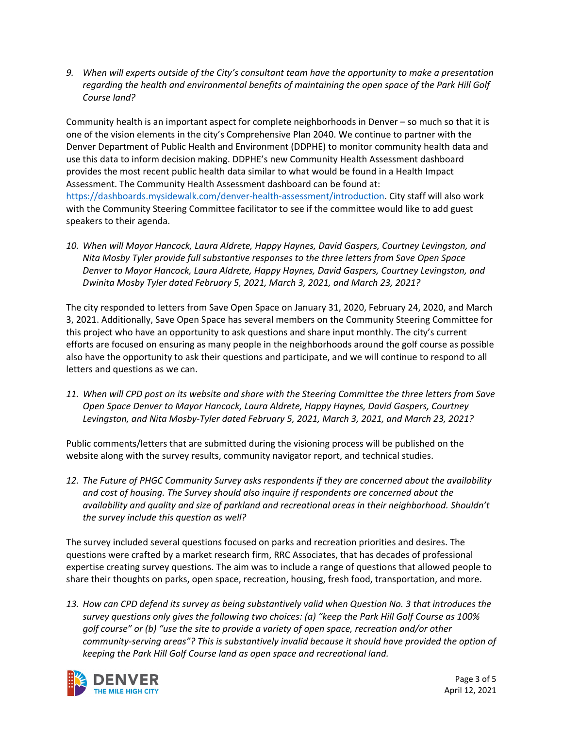*9. When will experts outside of the City's consultant team have the opportunity to make a presentation regarding the health and environmental benefits of maintaining the open space of the Park Hill Golf Course land?*

Community health is an important aspect for complete neighborhoods in Denver – so much so that it is one of the vision elements in the city's Comprehensive Plan 2040. We continue to partner with the Denver Department of Public Health and Environment (DDPHE) to monitor community health data and use this data to inform decision making. DDPHE's new Community Health Assessment dashboard provides the most recent public health data similar to what would be found in a Health Impact Assessment. The Community Health Assessment dashboard can be found at: [https://dashboards.mysidewalk.com/denver-health-assessment/introduction](https://dashboards.mysidewalk.com/denver-health-assessment/introduction). City staff will also work with the Community Steering Committee facilitator to see if the committee would like to add guest speakers to their agenda.

*10. When will Mayor Hancock, Laura Aldrete, Happy Haynes, David Gaspers, Courtney Levingston, and Nita Mosby Tyler provide full substantive responses to the three letters from Save Open Space Denver to Mayor Hancock, Laura Aldrete, Happy Haynes, David Gaspers, Courtney Levingston, and Dwinita Mosby Tyler dated February 5, 2021, March 3, 2021, and March 23, 2021?*

The city responded to letters from Save Open Space on January 31, 2020, February 24, 2020, and March 3, 2021. Additionally, Save Open Space has several members on the Community Steering Committee for this project who have an opportunity to ask questions and share input monthly. The city's current efforts are focused on ensuring as many people in the neighborhoods around the golf course as possible also have the opportunity to ask their questions and participate, and we will continue to respond to all letters and questions as we can.

*11. When will CPD post on its website and share with the Steering Committee the three letters from Save Open Space Denver to Mayor Hancock, Laura Aldrete, Happy Haynes, David Gaspers, Courtney Levingston, and Nita Mosby-Tyler dated February 5, 2021, March 3, 2021, and March 23, 2021?*

Public comments/letters that are submitted during the visioning process will be published on the website along with the survey results, community navigator report, and technical studies.

*12. The Future of PHGC Community Survey asks respondents if they are concerned about the availability and cost of housing. The Survey should also inquire if respondents are concerned about the availability and quality and size of parkland and recreational areas in their neighborhood. Shouldn't the survey include this question as well?*

The survey included several questions focused on parks and recreation priorities and desires. The questions were crafted by a market research firm, RRC Associates, that has decades of professional expertise creating survey questions. The aim was to include a range of questions that allowed people to share their thoughts on parks, open space, recreation, housing, fresh food, transportation, and more.

*13. How can CPD defend its survey as being substantively valid when Question No. 3 that introduces the survey questions only gives the following two choices: (a) "keep the Park Hill Golf Course as 100% golf course" or (b) "use the site to provide a variety of open space, recreation and/or other community-serving areas"? This is substantively invalid because it should have provided the option of keeping the Park Hill Golf Course land as open space and recreational land.*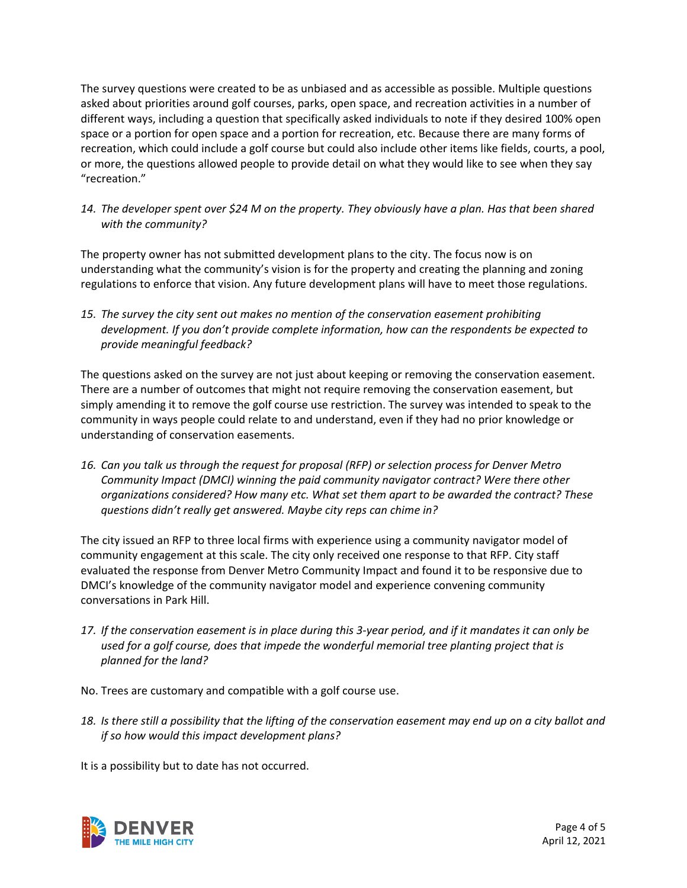The survey questions were created to be as unbiased and as accessible as possible. Multiple questions asked about priorities around golf courses, parks, open space, and recreation activities in a number of different ways, including a question that specifically asked individuals to note if they desired 100% open space or a portion for open space and a portion for recreation, etc. Because there are many forms of recreation, which could include a golf course but could also include other items like fields, courts, a pool, or more, the questions allowed people to provide detail on what they would like to see when they say "recreation."

14. *The developer spent over $24 M on the property. They obviously have a plan. Has that been shared with the community?*

The property owner has not submitted development plans to the city. The focus now is on understanding what the community's vision is for the property and creating the planning and zoning regulations to enforce that vision. Any future development plans will have to meet those regulations.

15. *The survey the city sent out makes no mention of the conservation easement prohibiting development. If you don't provide complete information, how can the respondents be expected to provide meaningful feedback?*

The questions asked on the survey are not just about keeping or removing the conservation easement. There are a number of outcomes that might not require removing the conservation easement, but simply amending it to remove the golf course use restriction. The survey was intended to speak to the community in ways people could relate to and understand, even if they had no prior knowledge or understanding of conservation easements.

16. *Can you talk us through the request for proposal (RFP) or selection process for Denver Metro Community Impact (DMCI) winning the paid community navigator contract? Were there other organizations considered? How many etc. What set them apart to be awarded the contract? These questions didn't really get answered. Maybe city reps can chime in?*

The city issued an RFP to three local firms with experience using a community navigator model of community engagement at this scale. The city only received one response to that RFP. City staff evaluated the response from Denver Metro Community Impact and found it to be responsive due to DMCI's knowledge of the community navigator model and experience convening community conversations in Park Hill.

17. *If the conservation easement is in place during this 3-year period, and if it mandates it can only be used for a golf course, does that impede the wonderful memorial tree planting project that is planned for the land?*

No. Trees are customary and compatible with a golf course use.

18. *Is there still a possibility that the lifting of the conservation easement may end up on a city ballot and if so how would this impact development plans?*

It is a possibility but to date has not occurred.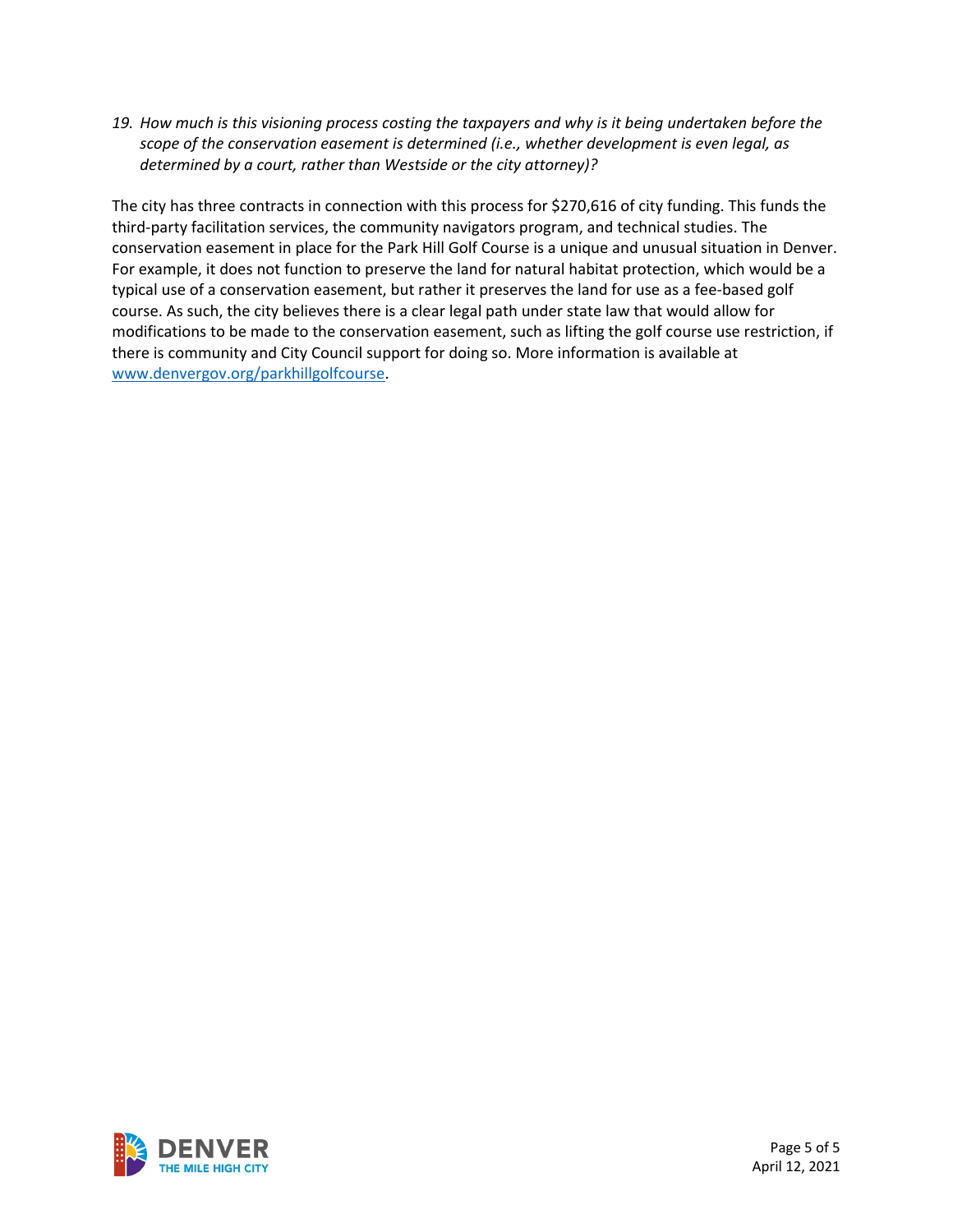*19. How much is this visioning process costing the taxpayers and why is it being undertaken before the scope of the conservation easement is determined (i.e., whether development is even legal, as determined by a court, rather than Westside or the city attorney)?*

The city has three contracts in connection with this process for $270,616 of city funding. This funds the third-party facilitation services, the community navigators program, and technical studies. The conservation easement in place for the Park Hill Golf Course is a unique and unusual situation in Denver. For example, it does not function to preserve the land for natural habitat protection, which would be a typical use of a conservation easement, but rather it preserves the land for use as a fee-based golf course. As such, the city believes there is a clear legal path under state law that would allow for modifications to be made to the conservation easement, such as lifting the golf course use restriction, if there is community and City Council support for doing so. More information is available at [www.denvergov.org/parkhillgolfcourse](www.denvergov.org/parkhillgolfcourse).